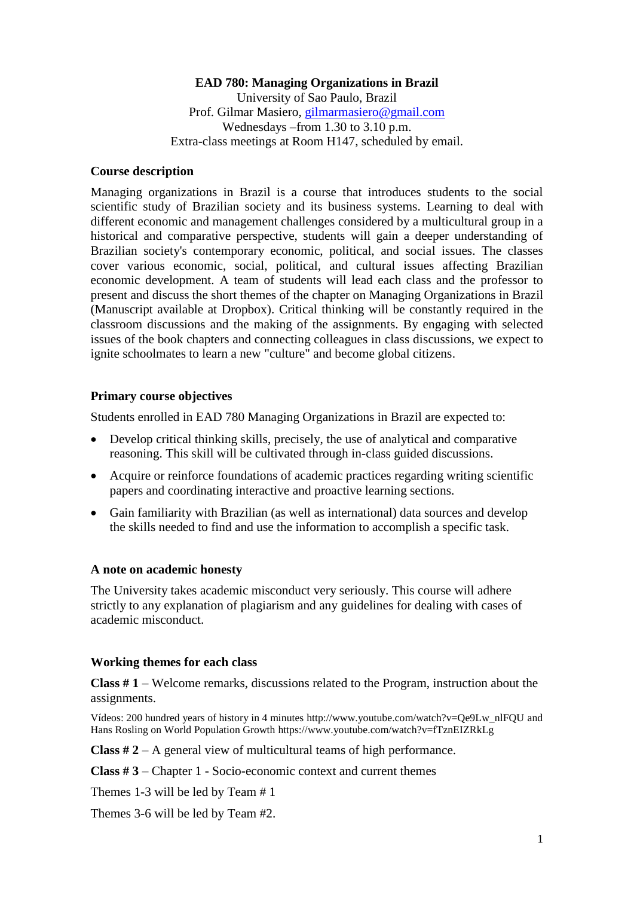# EAD 780: Managing Organizations in Brazil

University of Sao Paulo, Brazil
Prof. Gilmar Masiero, gilmarmasiero@gmail.com
Wednesdays –from 1.30 to 3.10 p.m.
Extra-class meetings at Room H147, scheduled by email.

## Course description

Managing organizations in Brazil is a course that introduces students to the social scientific study of Brazilian society and its business systems. Learning to deal with different economic and management challenges considered by a multicultural group in a historical and comparative perspective, students will gain a deeper understanding of Brazilian society's contemporary economic, political, and social issues. The classes cover various economic, social, political, and cultural issues affecting Brazilian economic development. A team of students will lead each class and the professor to present and discuss the short themes of the chapter on Managing Organizations in Brazil (Manuscript available at Dropbox). Critical thinking will be constantly required in the classroom discussions and the making of the assignments. By engaging with selected issues of the book chapters and connecting colleagues in class discussions, we expect to ignite schoolmates to learn a new "culture" and become global citizens.

## Primary course objectives

Students enrolled in EAD 780 Managing Organizations in Brazil are expected to:

- Develop critical thinking skills, precisely, the use of analytical and comparative reasoning. This skill will be cultivated through in-class guided discussions.
- Acquire or reinforce foundations of academic practices regarding writing scientific papers and coordinating interactive and proactive learning sections.
- Gain familiarity with Brazilian (as well as international) data sources and develop the skills needed to find and use the information to accomplish a specific task.

## A note on academic honesty

The University takes academic misconduct very seriously. This course will adhere strictly to any explanation of plagiarism and any guidelines for dealing with cases of academic misconduct.

## Working themes for each class

**Class # 1** – Welcome remarks, discussions related to the Program, instruction about the assignments.

Vídeos: 200 hundred years of history in 4 minutes http://www.youtube.com/watch?v=Qe9Lw_nlFQU and Hans Rosling on World Population Growth https://www.youtube.com/watch?v=fTznEIZRkLg

**Class # 2** – A general view of multicultural teams of high performance.

**Class # 3** – Chapter 1 - Socio-economic context and current themes

Themes 1-3 will be led by Team # 1

Themes 3-6 will be led by Team #2.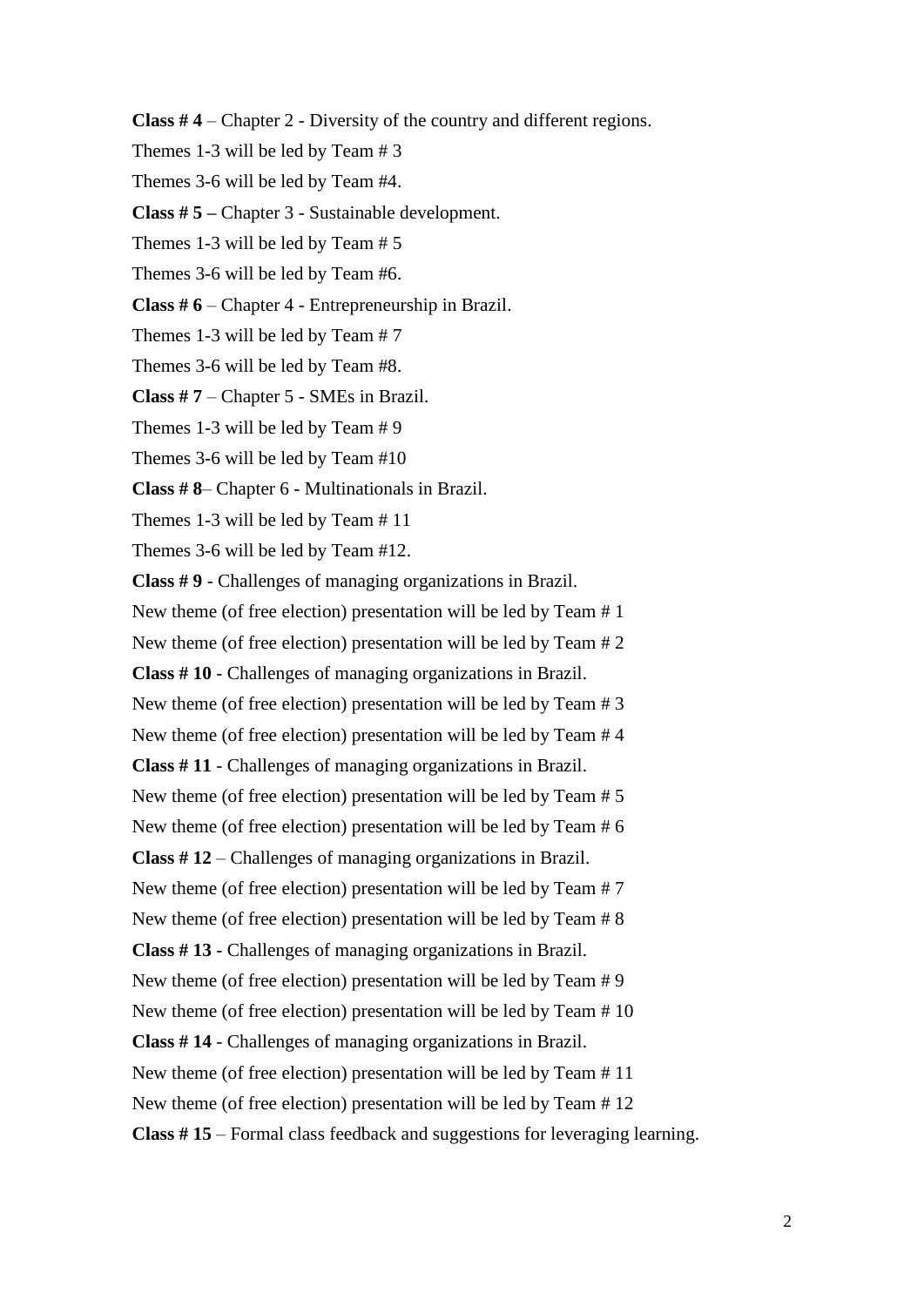**Class # 4** – Chapter 2 - Diversity of the country and different regions.

Themes 1-3 will be led by Team # 3

Themes 3-6 will be led by Team #4.

**Class # 5 –** Chapter 3 - Sustainable development.

Themes 1-3 will be led by Team # 5

Themes 3-6 will be led by Team #6.

**Class # 6** – Chapter 4 - Entrepreneurship in Brazil.

Themes 1-3 will be led by Team # 7

Themes 3-6 will be led by Team #8.

**Class # 7** – Chapter 5 - SMEs in Brazil.

Themes 1-3 will be led by Team # 9

Themes 3-6 will be led by Team #10

**Class # 8**– Chapter 6 - Multinationals in Brazil.

Themes 1-3 will be led by Team # 11

Themes 3-6 will be led by Team #12.

**Class # 9** - Challenges of managing organizations in Brazil.

New theme (of free election) presentation will be led by Team # 1

New theme (of free election) presentation will be led by Team # 2

**Class # 10** - Challenges of managing organizations in Brazil.

New theme (of free election) presentation will be led by Team # 3

New theme (of free election) presentation will be led by Team # 4

**Class # 11** - Challenges of managing organizations in Brazil.

New theme (of free election) presentation will be led by Team # 5

New theme (of free election) presentation will be led by Team # 6

**Class # 12** – Challenges of managing organizations in Brazil.

New theme (of free election) presentation will be led by Team # 7

New theme (of free election) presentation will be led by Team # 8

**Class # 13** - Challenges of managing organizations in Brazil.

New theme (of free election) presentation will be led by Team # 9

New theme (of free election) presentation will be led by Team # 10

**Class # 14** - Challenges of managing organizations in Brazil.

New theme (of free election) presentation will be led by Team # 11

New theme (of free election) presentation will be led by Team # 12

**Class # 15** – Formal class feedback and suggestions for leveraging learning.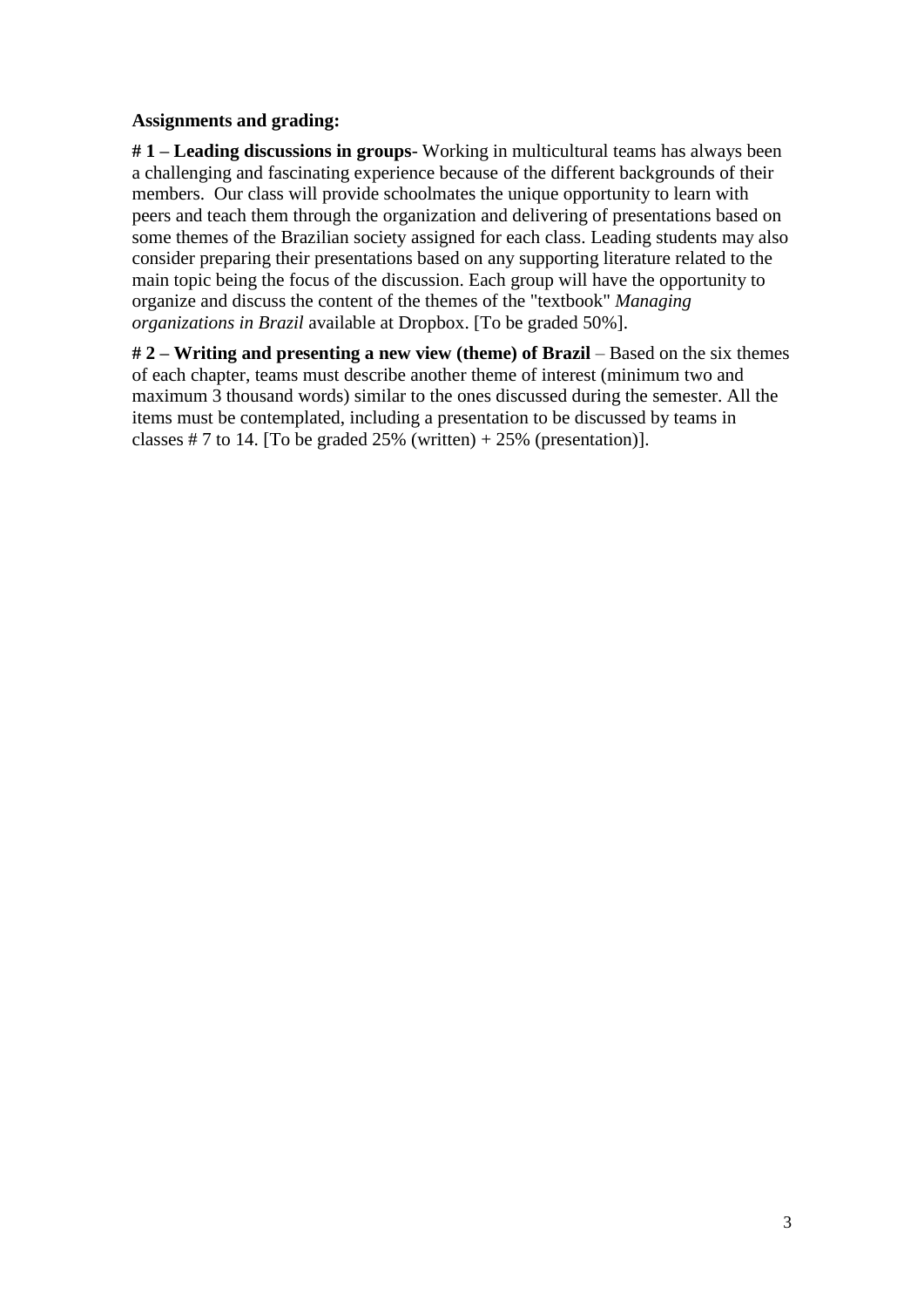**Assignments and grading:**

**# 1 – Leading discussions in groups**- Working in multicultural teams has always been a challenging and fascinating experience because of the different backgrounds of their members. Our class will provide schoolmates the unique opportunity to learn with peers and teach them through the organization and delivering of presentations based on some themes of the Brazilian society assigned for each class. Leading students may also consider preparing their presentations based on any supporting literature related to the main topic being the focus of the discussion. Each group will have the opportunity to organize and discuss the content of the themes of the "textbook" *Managing organizations in Brazil* available at Dropbox. [To be graded 50%].

**# 2 – Writing and presenting a new view (theme) of Brazil** – Based on the six themes of each chapter, teams must describe another theme of interest (minimum two and maximum 3 thousand words) similar to the ones discussed during the semester. All the items must be contemplated, including a presentation to be discussed by teams in classes # 7 to 14. [To be graded 25% (written) + 25% (presentation)].